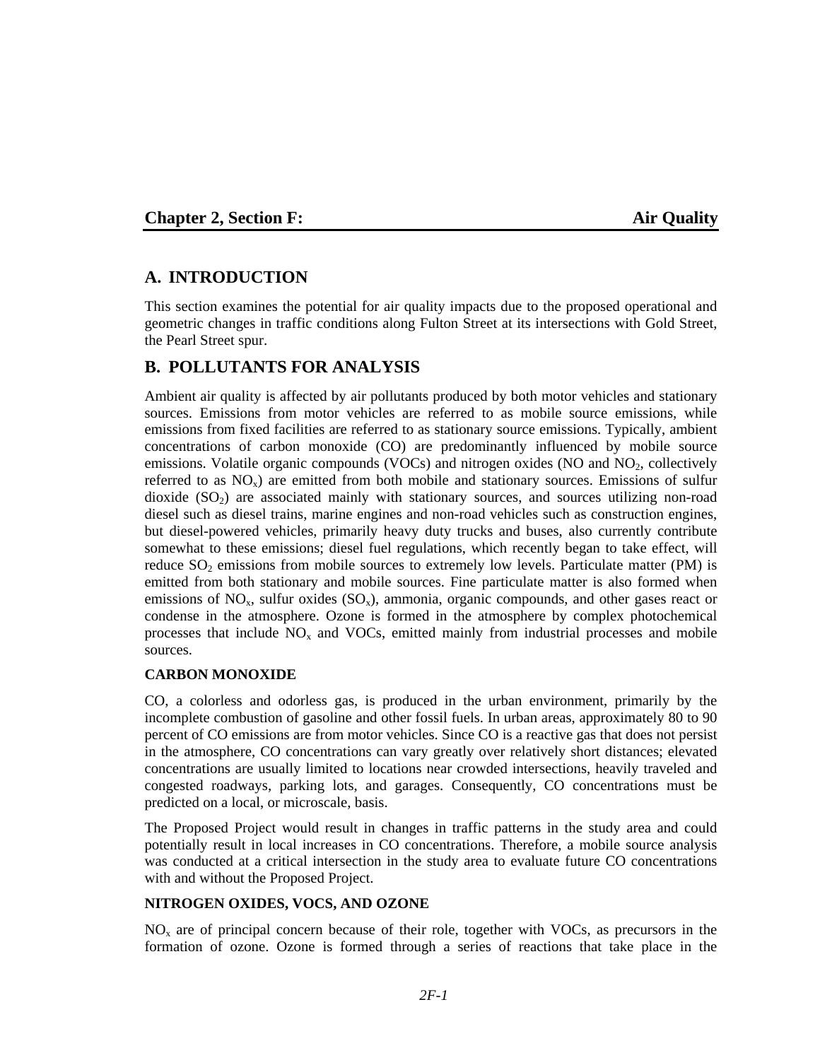## Chapter 2, Section F: Air Quality

# A. INTRODUCTION

This section examines the potential for air quality impacts due to the proposed operational and geometric changes in traffic conditions along Fulton Street at its intersections with Gold Street, the Pearl Street spur.

# B. POLLUTANTS FOR ANALYSIS

Ambient air quality is affected by air pollutants produced by both motor vehicles and stationary sources. Emissions from motor vehicles are referred to as mobile source emissions, while emissions from fixed facilities are referred to as stationary source emissions. Typically, ambient concentrations of carbon monoxide (CO) are predominantly influenced by mobile source emissions. Volatile organic compounds (VOCs) and nitrogen oxides (NO and $NO_2$, collectively referred to as $NO_x$) are emitted from both mobile and stationary sources. Emissions of sulfur dioxide ($SO_2$) are associated mainly with stationary sources, and sources utilizing non-road diesel such as diesel trains, marine engines and non-road vehicles such as construction engines, but diesel-powered vehicles, primarily heavy duty trucks and buses, also currently contribute somewhat to these emissions; diesel fuel regulations, which recently began to take effect, will reduce $SO_2$ emissions from mobile sources to extremely low levels. Particulate matter (PM) is emitted from both stationary and mobile sources. Fine particulate matter is also formed when emissions of $NO_x$, sulfur oxides ($SO_x$), ammonia, organic compounds, and other gases react or condense in the atmosphere. Ozone is formed in the atmosphere by complex photochemical processes that include $NO_x$ and VOCs, emitted mainly from industrial processes and mobile sources.

### CARBON MONOXIDE

CO, a colorless and odorless gas, is produced in the urban environment, primarily by the incomplete combustion of gasoline and other fossil fuels. In urban areas, approximately 80 to 90 percent of CO emissions are from motor vehicles. Since CO is a reactive gas that does not persist in the atmosphere, CO concentrations can vary greatly over relatively short distances; elevated concentrations are usually limited to locations near crowded intersections, heavily traveled and congested roadways, parking lots, and garages. Consequently, CO concentrations must be predicted on a local, or microscale, basis.

The Proposed Project would result in changes in traffic patterns in the study area and could potentially result in local increases in CO concentrations. Therefore, a mobile source analysis was conducted at a critical intersection in the study area to evaluate future CO concentrations with and without the Proposed Project.

### NITROGEN OXIDES, VOCS, AND OZONE

$NO_x$ are of principal concern because of their role, together with VOCs, as precursors in the formation of ozone. Ozone is formed through a series of reactions that take place in the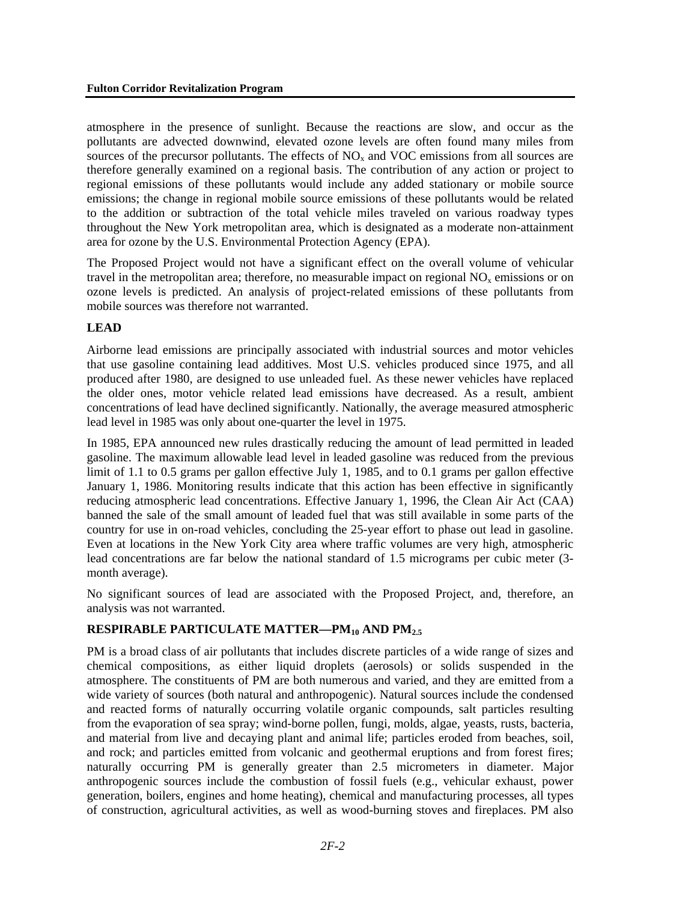atmosphere in the presence of sunlight. Because the reactions are slow, and occur as the pollutants are advected downwind, elevated ozone levels are often found many miles from sources of the precursor pollutants. The effects of $NO_x$ and VOC emissions from all sources are therefore generally examined on a regional basis. The contribution of any action or project to regional emissions of these pollutants would include any added stationary or mobile source emissions; the change in regional mobile source emissions of these pollutants would be related to the addition or subtraction of the total vehicle miles traveled on various roadway types throughout the New York metropolitan area, which is designated as a moderate non-attainment area for ozone by the U.S. Environmental Protection Agency (EPA).

The Proposed Project would not have a significant effect on the overall volume of vehicular travel in the metropolitan area; therefore, no measurable impact on regional $NO_x$ emissions or on ozone levels is predicted. An analysis of project-related emissions of these pollutants from mobile sources was therefore not warranted.

### LEAD

Airborne lead emissions are principally associated with industrial sources and motor vehicles that use gasoline containing lead additives. Most U.S. vehicles produced since 1975, and all produced after 1980, are designed to use unleaded fuel. As these newer vehicles have replaced the older ones, motor vehicle related lead emissions have decreased. As a result, ambient concentrations of lead have declined significantly. Nationally, the average measured atmospheric lead level in 1985 was only about one-quarter the level in 1975.

In 1985, EPA announced new rules drastically reducing the amount of lead permitted in leaded gasoline. The maximum allowable lead level in leaded gasoline was reduced from the previous limit of 1.1 to 0.5 grams per gallon effective July 1, 1985, and to 0.1 grams per gallon effective January 1, 1986. Monitoring results indicate that this action has been effective in significantly reducing atmospheric lead concentrations. Effective January 1, 1996, the Clean Air Act (CAA) banned the sale of the small amount of leaded fuel that was still available in some parts of the country for use in on-road vehicles, concluding the 25-year effort to phase out lead in gasoline. Even at locations in the New York City area where traffic volumes are very high, atmospheric lead concentrations are far below the national standard of 1.5 micrograms per cubic meter (3-month average).

No significant sources of lead are associated with the Proposed Project, and, therefore, an analysis was not warranted.

### RESPIRABLE PARTICULATE MATTER—$PM_{10}$ AND $PM_{2.5}$

PM is a broad class of air pollutants that includes discrete particles of a wide range of sizes and chemical compositions, as either liquid droplets (aerosols) or solids suspended in the atmosphere. The constituents of PM are both numerous and varied, and they are emitted from a wide variety of sources (both natural and anthropogenic). Natural sources include the condensed and reacted forms of naturally occurring volatile organic compounds, salt particles resulting from the evaporation of sea spray; wind-borne pollen, fungi, molds, algae, yeasts, rusts, bacteria, and material from live and decaying plant and animal life; particles eroded from beaches, soil, and rock; and particles emitted from volcanic and geothermal eruptions and from forest fires; naturally occurring PM is generally greater than 2.5 micrometers in diameter. Major anthropogenic sources include the combustion of fossil fuels (e.g., vehicular exhaust, power generation, boilers, engines and home heating), chemical and manufacturing processes, all types of construction, agricultural activities, as well as wood-burning stoves and fireplaces. PM also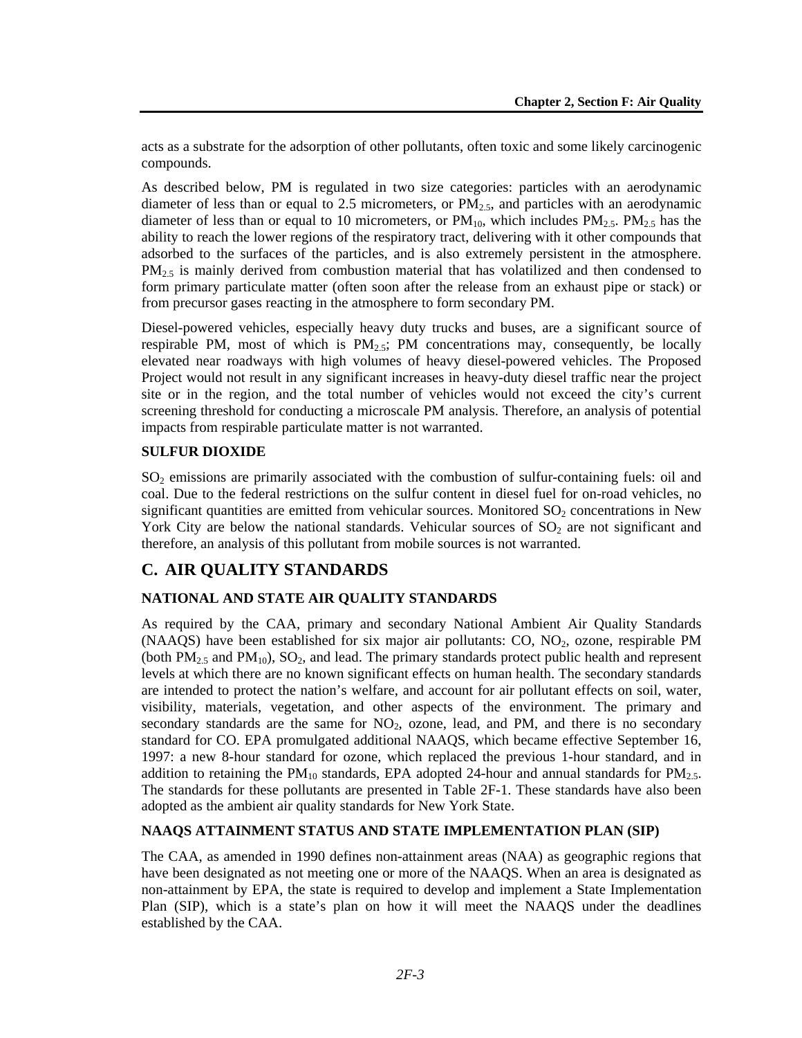acts as a substrate for the adsorption of other pollutants, often toxic and some likely carcinogenic compounds.

As described below, PM is regulated in two size categories: particles with an aerodynamic diameter of less than or equal to 2.5 micrometers, or $PM_{2.5}$, and particles with an aerodynamic diameter of less than or equal to 10 micrometers, or $PM_{10}$, which includes $PM_{2.5}$. $PM_{2.5}$ has the ability to reach the lower regions of the respiratory tract, delivering with it other compounds that adsorbed to the surfaces of the particles, and is also extremely persistent in the atmosphere. $PM_{2.5}$ is mainly derived from combustion material that has volatilized and then condensed to form primary particulate matter (often soon after the release from an exhaust pipe or stack) or from precursor gases reacting in the atmosphere to form secondary PM.

Diesel-powered vehicles, especially heavy duty trucks and buses, are a significant source of respirable PM, most of which is $PM_{2.5}$; PM concentrations may, consequently, be locally elevated near roadways with high volumes of heavy diesel-powered vehicles. The Proposed Project would not result in any significant increases in heavy-duty diesel traffic near the project site or in the region, and the total number of vehicles would not exceed the city's current screening threshold for conducting a microscale PM analysis. Therefore, an analysis of potential impacts from respirable particulate matter is not warranted.

### SULFUR DIOXIDE

$SO_2$ emissions are primarily associated with the combustion of sulfur-containing fuels: oil and coal. Due to the federal restrictions on the sulfur content in diesel fuel for on-road vehicles, no significant quantities are emitted from vehicular sources. Monitored $SO_2$ concentrations in New York City are below the national standards. Vehicular sources of $SO_2$ are not significant and therefore, an analysis of this pollutant from mobile sources is not warranted.

## C. AIR QUALITY STANDARDS

### NATIONAL AND STATE AIR QUALITY STANDARDS

As required by the CAA, primary and secondary National Ambient Air Quality Standards (NAAQS) have been established for six major air pollutants: CO, $NO_2$, ozone, respirable PM (both $PM_{2.5}$ and $PM_{10}$), $SO_2$, and lead. The primary standards protect public health and represent levels at which there are no known significant effects on human health. The secondary standards are intended to protect the nation's welfare, and account for air pollutant effects on soil, water, visibility, materials, vegetation, and other aspects of the environment. The primary and secondary standards are the same for $NO_2$, ozone, lead, and PM, and there is no secondary standard for CO. EPA promulgated additional NAAQS, which became effective September 16, 1997: a new 8-hour standard for ozone, which replaced the previous 1-hour standard, and in addition to retaining the $PM_{10}$ standards, EPA adopted 24-hour and annual standards for $PM_{2.5}$. The standards for these pollutants are presented in Table 2F-1. These standards have also been adopted as the ambient air quality standards for New York State.

### NAAQS ATTAINMENT STATUS AND STATE IMPLEMENTATION PLAN (SIP)

The CAA, as amended in 1990 defines non-attainment areas (NAA) as geographic regions that have been designated as not meeting one or more of the NAAQS. When an area is designated as non-attainment by EPA, the state is required to develop and implement a State Implementation Plan (SIP), which is a state's plan on how it will meet the NAAQS under the deadlines established by the CAA.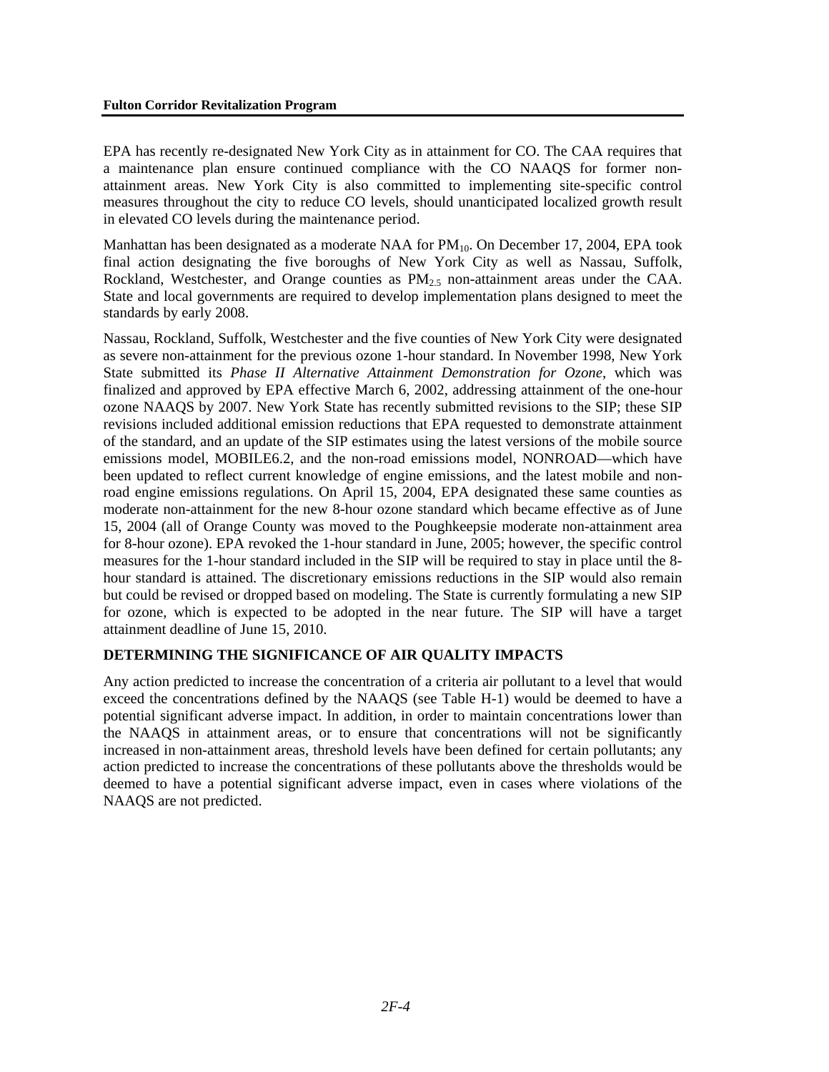EPA has recently re-designated New York City as in attainment for CO. The CAA requires that a maintenance plan ensure continued compliance with the CO NAAQS for former non-attainment areas. New York City is also committed to implementing site-specific control measures throughout the city to reduce CO levels, should unanticipated localized growth result in elevated CO levels during the maintenance period.

Manhattan has been designated as a moderate NAA for $PM_{10}$. On December 17, 2004, EPA took final action designating the five boroughs of New York City as well as Nassau, Suffolk, Rockland, Westchester, and Orange counties as $PM_{2.5}$ non-attainment areas under the CAA. State and local governments are required to develop implementation plans designed to meet the standards by early 2008.

Nassau, Rockland, Suffolk, Westchester and the five counties of New York City were designated as severe non-attainment for the previous ozone 1-hour standard. In November 1998, New York State submitted its *Phase II Alternative Attainment Demonstration for Ozone*, which was finalized and approved by EPA effective March 6, 2002, addressing attainment of the one-hour ozone NAAQS by 2007. New York State has recently submitted revisions to the SIP; these SIP revisions included additional emission reductions that EPA requested to demonstrate attainment of the standard, and an update of the SIP estimates using the latest versions of the mobile source emissions model, MOBILE6.2, and the non-road emissions model, NONROAD—which have been updated to reflect current knowledge of engine emissions, and the latest mobile and non-road engine emissions regulations. On April 15, 2004, EPA designated these same counties as moderate non-attainment for the new 8-hour ozone standard which became effective as of June 15, 2004 (all of Orange County was moved to the Poughkeepsie moderate non-attainment area for 8-hour ozone). EPA revoked the 1-hour standard in June, 2005; however, the specific control measures for the 1-hour standard included in the SIP will be required to stay in place until the 8-hour standard is attained. The discretionary emissions reductions in the SIP would also remain but could be revised or dropped based on modeling. The State is currently formulating a new SIP for ozone, which is expected to be adopted in the near future. The SIP will have a target attainment deadline of June 15, 2010.

## DETERMINING THE SIGNIFICANCE OF AIR QUALITY IMPACTS

Any action predicted to increase the concentration of a criteria air pollutant to a level that would exceed the concentrations defined by the NAAQS (see Table H-1) would be deemed to have a potential significant adverse impact. In addition, in order to maintain concentrations lower than the NAAQS in attainment areas, or to ensure that concentrations will not be significantly increased in non-attainment areas, threshold levels have been defined for certain pollutants; any action predicted to increase the concentrations of these pollutants above the thresholds would be deemed to have a potential significant adverse impact, even in cases where violations of the NAAQS are not predicted.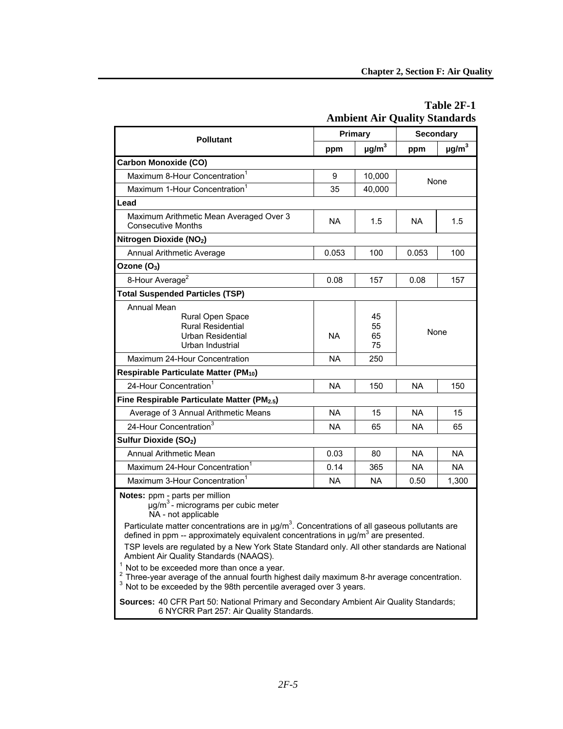## Table 2F-1
## Ambient Air Quality Standards

| Pollutant | Primary | | Secondary | |
|---|---|---|---|---|
| | ppm | µg/m³ | ppm | µg/m³ |
| **Carbon Monoxide (CO)** | | | | |
| Maximum 8-Hour Concentration[1] | 9 | 10,000 | None | |
| Maximum 1-Hour Concentration[1] | 35 | 40,000 | | |
| **Lead** | | | | |
| Maximum Arithmetic Mean Averaged Over 3 Consecutive Months | NA | 1.5 | NA | 1.5 |
| **Nitrogen Dioxide ($NO_2$)** | | | | |
| Annual Arithmetic Average | 0.053 | 100 | 0.053 | 100 |
| **Ozone ($O_3$)** | | | | |
| 8-Hour Average[2] | 0.08 | 157 | 0.08 | 157 |
| **Total Suspended Particles (TSP)** | | | | |
| Annual Mean<br>Rural Open Space<br>Rural Residential<br>Urban Residential<br>Urban Industrial | NA | <br>45<br>55<br>65<br>75 | None | |
| Maximum 24-Hour Concentration | NA | 250 | | |
| **Respirable Particulate Matter ($PM_{10}$)** | | | | |
| 24-Hour Concentration[1] | NA | 150 | NA | 150 |
| **Fine Respirable Particulate Matter ($PM_{2.5}$)** | | | | |
| Average of 3 Annual Arithmetic Means | NA | 15 | NA | 15 |
| 24-Hour Concentration[3] | NA | 65 | NA | 65 |
| **Sulfur Dioxide ($SO_2$)** | | | | |
| Annual Arithmetic Mean | 0.03 | 80 | NA | NA |
| Maximum 24-Hour Concentration[1] | 0.14 | 365 | NA | NA |
| Maximum 3-Hour Concentration[1] | NA | NA | 0.50 | 1,300 |

**Notes:** ppm - parts per million
µg/m³ - micrograms per cubic meter
NA - not applicable

Particulate matter concentrations are in µg/m³. Concentrations of all gaseous pollutants are defined in ppm -- approximately equivalent concentrations in µg/m³ are presented.

TSP levels are regulated by a New York State Standard only. All other standards are National Ambient Air Quality Standards (NAAQS).

[1] Not to be exceeded more than once a year.
[2] Three-year average of the annual fourth highest daily maximum 8-hr average concentration.
[3] Not to be exceeded by the 98th percentile averaged over 3 years.

**Sources:** 40 CFR Part 50: National Primary and Secondary Ambient Air Quality Standards; 6 NYCRR Part 257: Air Quality Standards.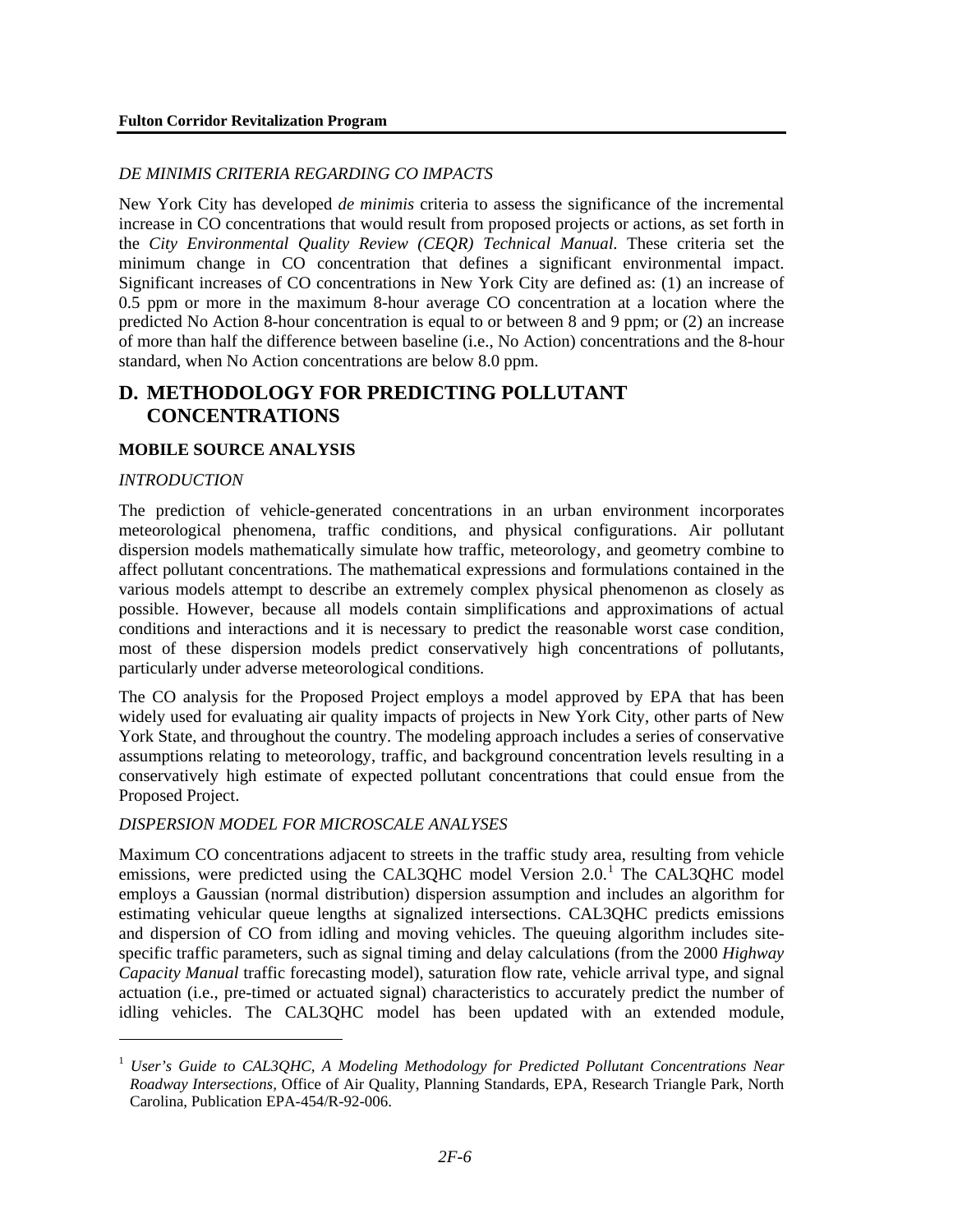*DE MINIMIS CRITERIA REGARDING CO IMPACTS*

New York City has developed *de minimis* criteria to assess the significance of the incremental increase in CO concentrations that would result from proposed projects or actions, as set forth in the *City Environmental Quality Review (CEQR) Technical Manual*. These criteria set the minimum change in CO concentration that defines a significant environmental impact. Significant increases of CO concentrations in New York City are defined as: (1) an increase of 0.5 ppm or more in the maximum 8-hour average CO concentration at a location where the predicted No Action 8-hour concentration is equal to or between 8 and 9 ppm; or (2) an increase of more than half the difference between baseline (i.e., No Action) concentrations and the 8-hour standard, when No Action concentrations are below 8.0 ppm.

## D. METHODOLOGY FOR PREDICTING POLLUTANT CONCENTRATIONS

### MOBILE SOURCE ANALYSIS

*INTRODUCTION*

The prediction of vehicle-generated concentrations in an urban environment incorporates meteorological phenomena, traffic conditions, and physical configurations. Air pollutant dispersion models mathematically simulate how traffic, meteorology, and geometry combine to affect pollutant concentrations. The mathematical expressions and formulations contained in the various models attempt to describe an extremely complex physical phenomenon as closely as possible. However, because all models contain simplifications and approximations of actual conditions and interactions and it is necessary to predict the reasonable worst case condition, most of these dispersion models predict conservatively high concentrations of pollutants, particularly under adverse meteorological conditions.

The CO analysis for the Proposed Project employs a model approved by EPA that has been widely used for evaluating air quality impacts of projects in New York City, other parts of New York State, and throughout the country. The modeling approach includes a series of conservative assumptions relating to meteorology, traffic, and background concentration levels resulting in a conservatively high estimate of expected pollutant concentrations that could ensue from the Proposed Project.

*DISPERSION MODEL FOR MICROSCALE ANALYSES*

Maximum CO concentrations adjacent to streets in the traffic study area, resulting from vehicle emissions, were predicted using the CAL3QHC model Version 2.0.[1] The CAL3QHC model employs a Gaussian (normal distribution) dispersion assumption and includes an algorithm for estimating vehicular queue lengths at signalized intersections. CAL3QHC predicts emissions and dispersion of CO from idling and moving vehicles. The queuing algorithm includes site-specific traffic parameters, such as signal timing and delay calculations (from the 2000 *Highway Capacity Manual* traffic forecasting model), saturation flow rate, vehicle arrival type, and signal actuation (i.e., pre-timed or actuated signal) characteristics to accurately predict the number of idling vehicles. The CAL3QHC model has been updated with an extended module,

---

[1] *User's Guide to CAL3QHC, A Modeling Methodology for Predicted Pollutant Concentrations Near Roadway Intersections*, Office of Air Quality, Planning Standards, EPA, Research Triangle Park, North Carolina, Publication EPA-454/R-92-006.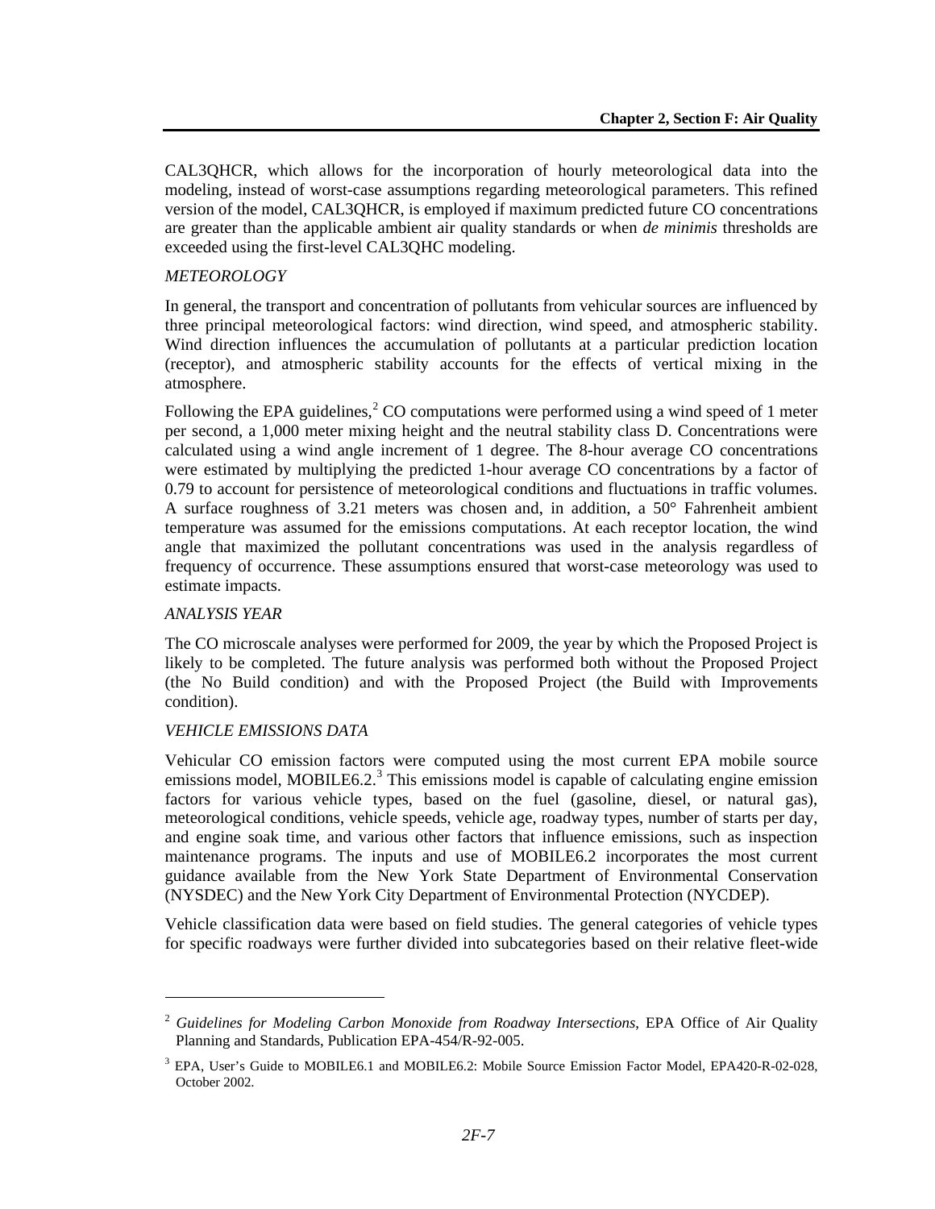CAL3QHCR, which allows for the incorporation of hourly meteorological data into the modeling, instead of worst-case assumptions regarding meteorological parameters. This refined version of the model, CAL3QHCR, is employed if maximum predicted future CO concentrations are greater than the applicable ambient air quality standards or when *de minimis* thresholds are exceeded using the first-level CAL3QHC modeling.

*METEOROLOGY*

In general, the transport and concentration of pollutants from vehicular sources are influenced by three principal meteorological factors: wind direction, wind speed, and atmospheric stability. Wind direction influences the accumulation of pollutants at a particular prediction location (receptor), and atmospheric stability accounts for the effects of vertical mixing in the atmosphere.

Following the EPA guidelines,[2] CO computations were performed using a wind speed of 1 meter per second, a 1,000 meter mixing height and the neutral stability class D. Concentrations were calculated using a wind angle increment of 1 degree. The 8-hour average CO concentrations were estimated by multiplying the predicted 1-hour average CO concentrations by a factor of 0.79 to account for persistence of meteorological conditions and fluctuations in traffic volumes. A surface roughness of 3.21 meters was chosen and, in addition, a 50° Fahrenheit ambient temperature was assumed for the emissions computations. At each receptor location, the wind angle that maximized the pollutant concentrations was used in the analysis regardless of frequency of occurrence. These assumptions ensured that worst-case meteorology was used to estimate impacts.

*ANALYSIS YEAR*

The CO microscale analyses were performed for 2009, the year by which the Proposed Project is likely to be completed. The future analysis was performed both without the Proposed Project (the No Build condition) and with the Proposed Project (the Build with Improvements condition).

*VEHICLE EMISSIONS DATA*

Vehicular CO emission factors were computed using the most current EPA mobile source emissions model, MOBILE6.2.[3] This emissions model is capable of calculating engine emission factors for various vehicle types, based on the fuel (gasoline, diesel, or natural gas), meteorological conditions, vehicle speeds, vehicle age, roadway types, number of starts per day, and engine soak time, and various other factors that influence emissions, such as inspection maintenance programs. The inputs and use of MOBILE6.2 incorporates the most current guidance available from the New York State Department of Environmental Conservation (NYSDEC) and the New York City Department of Environmental Protection (NYCDEP).

Vehicle classification data were based on field studies. The general categories of vehicle types for specific roadways were further divided into subcategories based on their relative fleet-wide

---

[2] *Guidelines for Modeling Carbon Monoxide from Roadway Intersections*, EPA Office of Air Quality Planning and Standards, Publication EPA-454/R-92-005.

[3] EPA, User's Guide to MOBILE6.1 and MOBILE6.2: Mobile Source Emission Factor Model, EPA420-R-02-028, October 2002.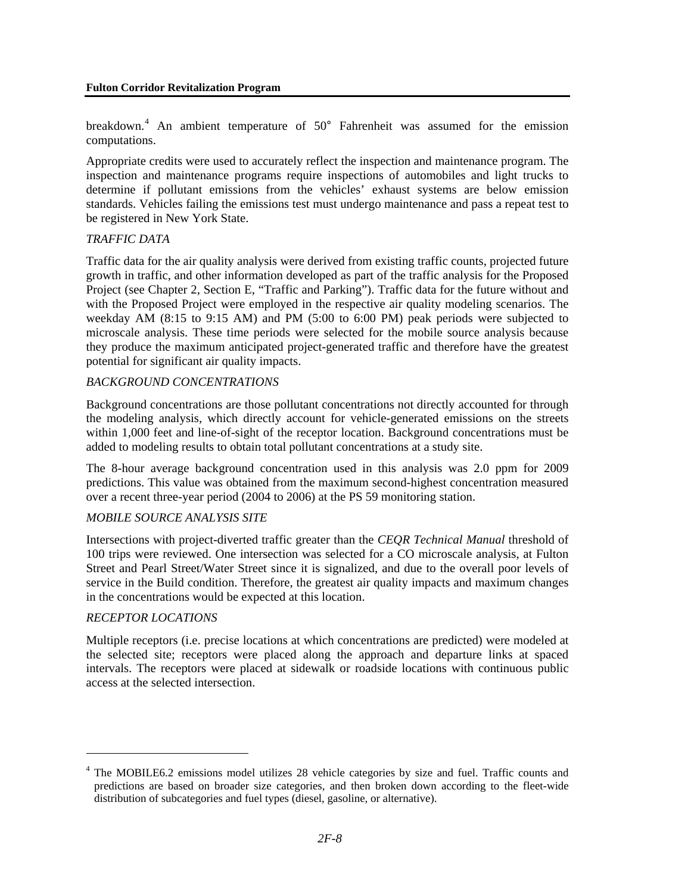breakdown.[4] An ambient temperature of 50° Fahrenheit was assumed for the emission computations.

Appropriate credits were used to accurately reflect the inspection and maintenance program. The inspection and maintenance programs require inspections of automobiles and light trucks to determine if pollutant emissions from the vehicles' exhaust systems are below emission standards. Vehicles failing the emissions test must undergo maintenance and pass a repeat test to be registered in New York State.

*TRAFFIC DATA*

Traffic data for the air quality analysis were derived from existing traffic counts, projected future growth in traffic, and other information developed as part of the traffic analysis for the Proposed Project (see Chapter 2, Section E, "Traffic and Parking"). Traffic data for the future without and with the Proposed Project were employed in the respective air quality modeling scenarios. The weekday AM (8:15 to 9:15 AM) and PM (5:00 to 6:00 PM) peak periods were subjected to microscale analysis. These time periods were selected for the mobile source analysis because they produce the maximum anticipated project-generated traffic and therefore have the greatest potential for significant air quality impacts.

*BACKGROUND CONCENTRATIONS*

Background concentrations are those pollutant concentrations not directly accounted for through the modeling analysis, which directly account for vehicle-generated emissions on the streets within 1,000 feet and line-of-sight of the receptor location. Background concentrations must be added to modeling results to obtain total pollutant concentrations at a study site.

The 8-hour average background concentration used in this analysis was 2.0 ppm for 2009 predictions. This value was obtained from the maximum second-highest concentration measured over a recent three-year period (2004 to 2006) at the PS 59 monitoring station.

*MOBILE SOURCE ANALYSIS SITE*

Intersections with project-diverted traffic greater than the *CEQR Technical Manual* threshold of 100 trips were reviewed. One intersection was selected for a CO microscale analysis, at Fulton Street and Pearl Street/Water Street since it is signalized, and due to the overall poor levels of service in the Build condition. Therefore, the greatest air quality impacts and maximum changes in the concentrations would be expected at this location.

*RECEPTOR LOCATIONS*

Multiple receptors (i.e. precise locations at which concentrations are predicted) were modeled at the selected site; receptors were placed along the approach and departure links at spaced intervals. The receptors were placed at sidewalk or roadside locations with continuous public access at the selected intersection.

---

[4] The MOBILE6.2 emissions model utilizes 28 vehicle categories by size and fuel. Traffic counts and predictions are based on broader size categories, and then broken down according to the fleet-wide distribution of subcategories and fuel types (diesel, gasoline, or alternative).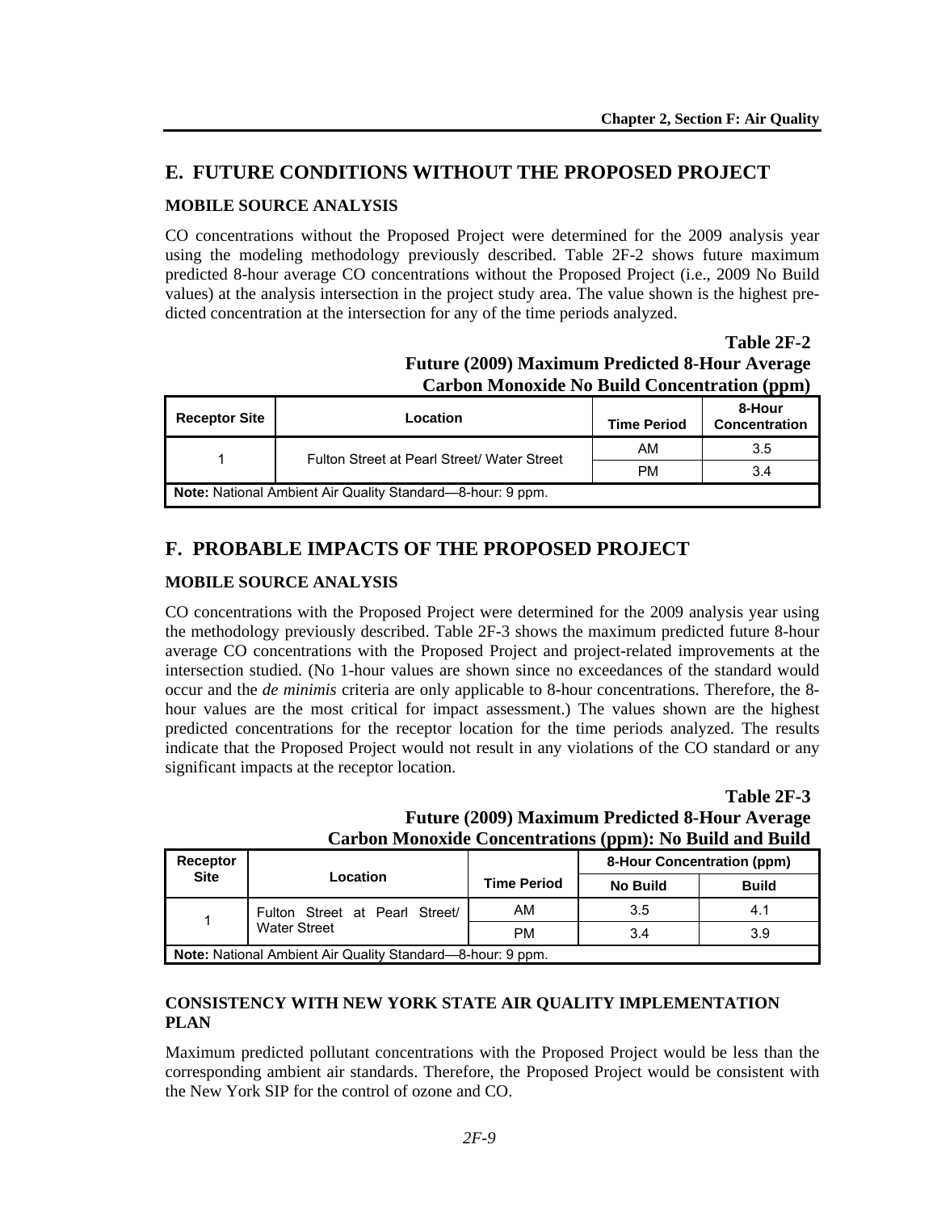## E. FUTURE CONDITIONS WITHOUT THE PROPOSED PROJECT

### MOBILE SOURCE ANALYSIS

CO concentrations without the Proposed Project were determined for the 2009 analysis year using the modeling methodology previously described. Table 2F-2 shows future maximum predicted 8-hour average CO concentrations without the Proposed Project (i.e., 2009 No Build values) at the analysis intersection in the project study area. The value shown is the highest predicted concentration at the intersection for any of the time periods analyzed.

**Table 2F-2**
**Future (2009) Maximum Predicted 8-Hour Average Carbon Monoxide No Build Concentration (ppm)**

| Receptor Site | Location | Time Period | 8-Hour Concentration |
|---|---|---|---|
| 1 | Fulton Street at Pearl Street/ Water Street | AM | 3.5 |
| | | PM | 3.4 |

**Note:** National Ambient Air Quality Standard—8-hour: 9 ppm.

## F. PROBABLE IMPACTS OF THE PROPOSED PROJECT

### MOBILE SOURCE ANALYSIS

CO concentrations with the Proposed Project were determined for the 2009 analysis year using the methodology previously described. Table 2F-3 shows the maximum predicted future 8-hour average CO concentrations with the Proposed Project and project-related improvements at the intersection studied. (No 1-hour values are shown since no exceedances of the standard would occur and the *de minimis* criteria are only applicable to 8-hour concentrations. Therefore, the 8-hour values are the most critical for impact assessment.) The values shown are the highest predicted concentrations for the receptor location for the time periods analyzed. The results indicate that the Proposed Project would not result in any violations of the CO standard or any significant impacts at the receptor location.

**Table 2F-3**
**Future (2009) Maximum Predicted 8-Hour Average Carbon Monoxide Concentrations (ppm): No Build and Build**

| Receptor Site | Location | Time Period | 8-Hour Concentration (ppm) | |
|---|---|---|---|---|
| | | | No Build | Build |
| 1 | Fulton Street at Pearl Street/ Water Street | AM | 3.5 | 4.1 |
| | | PM | 3.4 | 3.9 |

**Note:** National Ambient Air Quality Standard—8-hour: 9 ppm.

### CONSISTENCY WITH NEW YORK STATE AIR QUALITY IMPLEMENTATION PLAN

Maximum predicted pollutant concentrations with the Proposed Project would be less than the corresponding ambient air standards. Therefore, the Proposed Project would be consistent with the New York SIP for the control of ozone and CO.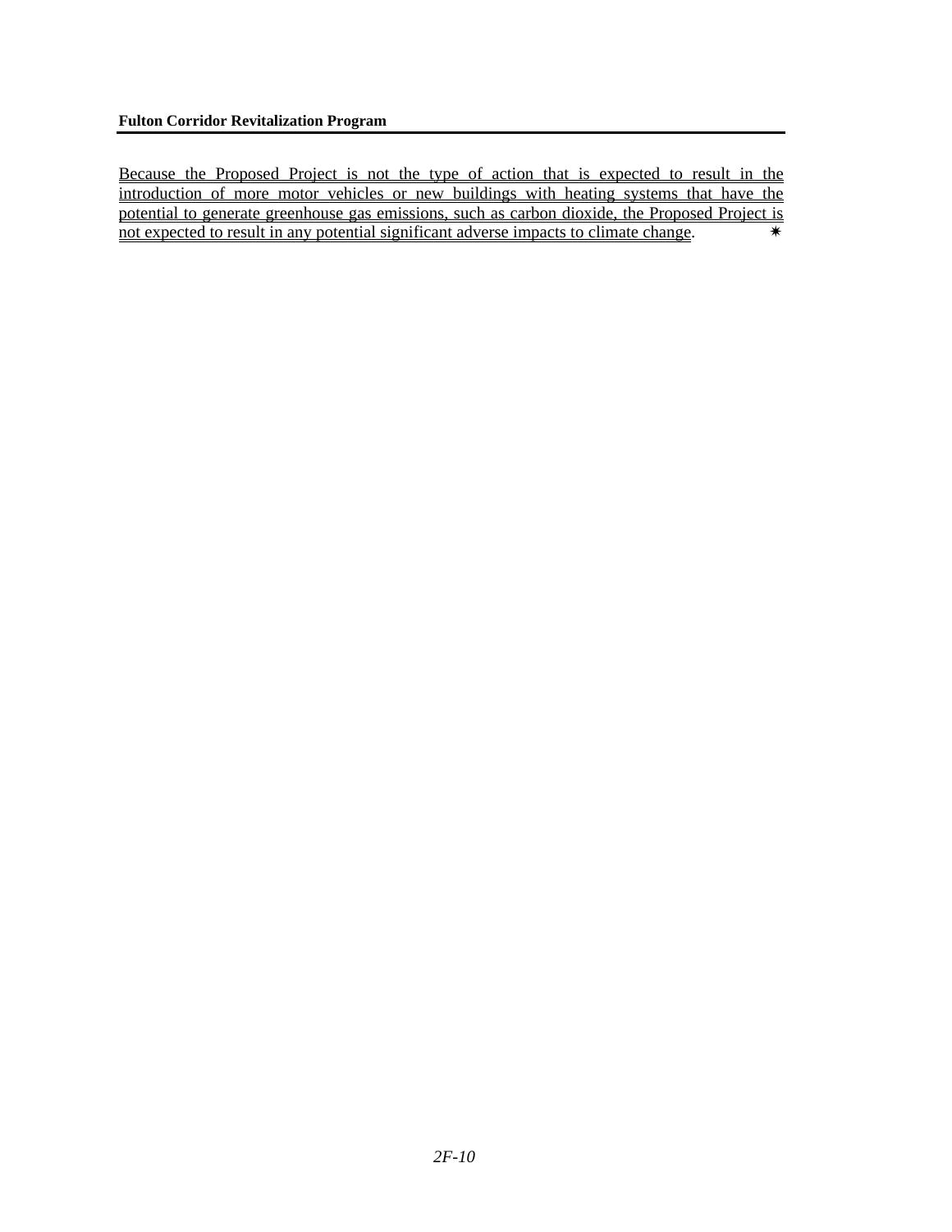Because the Proposed Project is not the type of action that is expected to result in the introduction of more motor vehicles or new buildings with heating systems that have the potential to generate greenhouse gas emissions, such as carbon dioxide, the Proposed Project is not expected to result in any potential significant adverse impacts to climate change. *